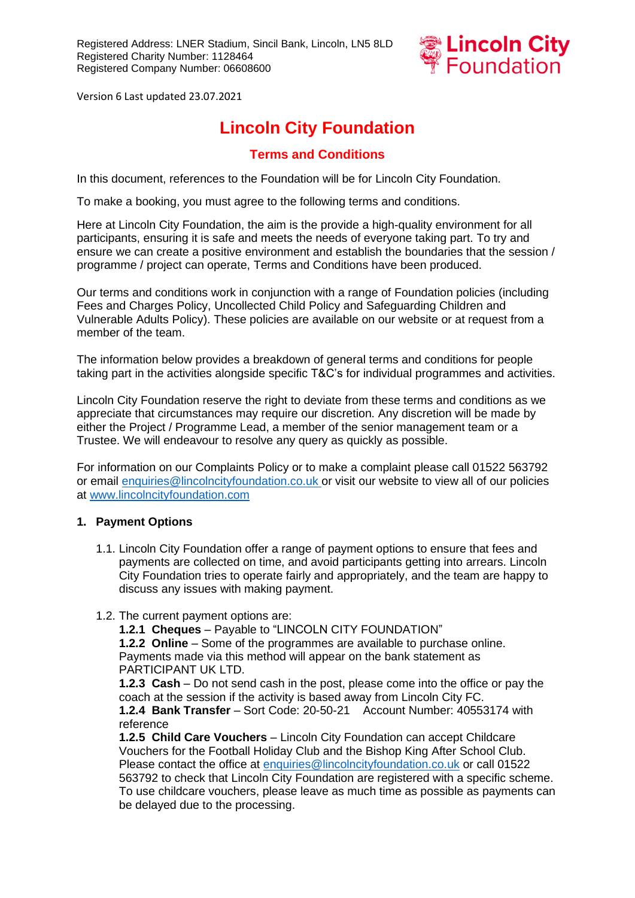Registered Address: LNER Stadium, Sincil Bank, Lincoln, LN5 8LD
Registered Charity Number: 1128464
Registered Company Number: 06608600

Lincoln City Foundation

Version 6 Last updated 23.07.2021

# Lincoln City Foundation

## Terms and Conditions

In this document, references to the Foundation will be for Lincoln City Foundation.

To make a booking, you must agree to the following terms and conditions.

Here at Lincoln City Foundation, the aim is the provide a high-quality environment for all participants, ensuring it is safe and meets the needs of everyone taking part. To try and ensure we can create a positive environment and establish the boundaries that the session / programme / project can operate, Terms and Conditions have been produced.

Our terms and conditions work in conjunction with a range of Foundation policies (including Fees and Charges Policy, Uncollected Child Policy and Safeguarding Children and Vulnerable Adults Policy). These policies are available on our website or at request from a member of the team.

The information below provides a breakdown of general terms and conditions for people taking part in the activities alongside specific T&C's for individual programmes and activities.

Lincoln City Foundation reserve the right to deviate from these terms and conditions as we appreciate that circumstances may require our discretion. Any discretion will be made by either the Project / Programme Lead, a member of the senior management team or a Trustee. We will endeavour to resolve any query as quickly as possible.

For information on our Complaints Policy or to make a complaint please call 01522 563792 or email enquiries@lincolncityfoundation.co.uk or visit our website to view all of our policies at www.lincolncityfoundation.com

### 1. Payment Options

1.1. Lincoln City Foundation offer a range of payment options to ensure that fees and payments are collected on time, and avoid participants getting into arrears. Lincoln City Foundation tries to operate fairly and appropriately, and the team are happy to discuss any issues with making payment.

1.2. The current payment options are:

**1.2.1 Cheques** – Payable to "LINCOLN CITY FOUNDATION"

**1.2.2 Online** – Some of the programmes are available to purchase online. Payments made via this method will appear on the bank statement as PARTICIPANT UK LTD.

**1.2.3 Cash** – Do not send cash in the post, please come into the office or pay the coach at the session if the activity is based away from Lincoln City FC.

**1.2.4 Bank Transfer** – Sort Code: 20-50-21 Account Number: 40553174 with reference

**1.2.5 Child Care Vouchers** – Lincoln City Foundation can accept Childcare Vouchers for the Football Holiday Club and the Bishop King After School Club. Please contact the office at enquiries@lincolncityfoundation.co.uk or call 01522 563792 to check that Lincoln City Foundation are registered with a specific scheme. To use childcare vouchers, please leave as much time as possible as payments can be delayed due to the processing.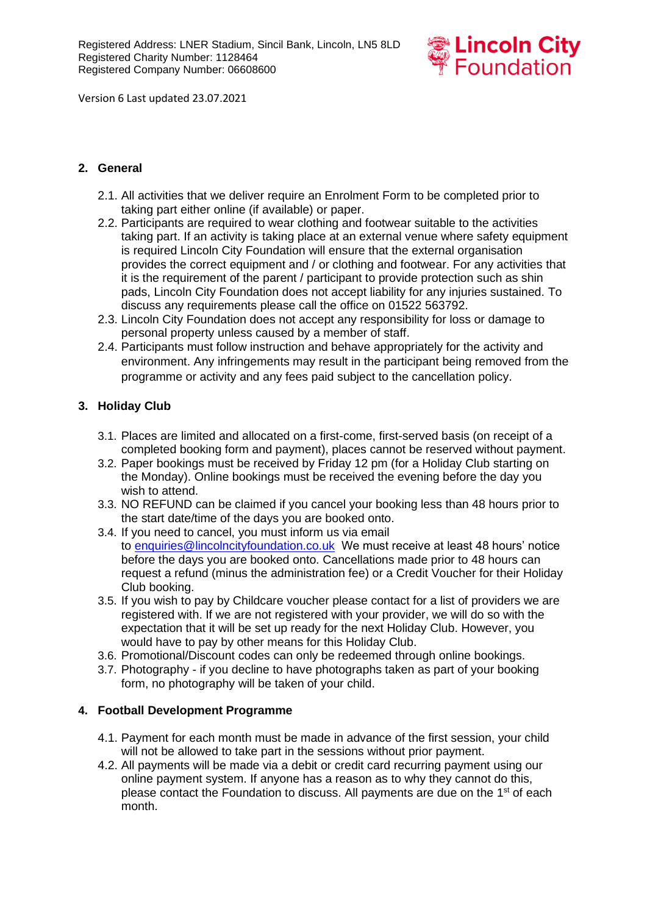## 2. General

2.1. All activities that we deliver require an Enrolment Form to be completed prior to taking part either online (if available) or paper.

2.2. Participants are required to wear clothing and footwear suitable to the activities taking part. If an activity is taking place at an external venue where safety equipment is required Lincoln City Foundation will ensure that the external organisation provides the correct equipment and / or clothing and footwear. For any activities that it is the requirement of the parent / participant to provide protection such as shin pads, Lincoln City Foundation does not accept liability for any injuries sustained. To discuss any requirements please call the office on 01522 563792.

2.3. Lincoln City Foundation does not accept any responsibility for loss or damage to personal property unless caused by a member of staff.

2.4. Participants must follow instruction and behave appropriately for the activity and environment. Any infringements may result in the participant being removed from the programme or activity and any fees paid subject to the cancellation policy.

## 3. Holiday Club

3.1. Places are limited and allocated on a first-come, first-served basis (on receipt of a completed booking form and payment), places cannot be reserved without payment.

3.2. Paper bookings must be received by Friday 12 pm (for a Holiday Club starting on the Monday). Online bookings must be received the evening before the day you wish to attend.

3.3. NO REFUND can be claimed if you cancel your booking less than 48 hours prior to the start date/time of the days you are booked onto.

3.4. If you need to cancel, you must inform us via email to [enquiries@lincolncityfoundation.co.uk](mailto:enquiries@lincolncityfoundation.co.uk) We must receive at least 48 hours' notice before the days you are booked onto. Cancellations made prior to 48 hours can request a refund (minus the administration fee) or a Credit Voucher for their Holiday Club booking.

3.5. If you wish to pay by Childcare voucher please contact for a list of providers we are registered with. If we are not registered with your provider, we will do so with the expectation that it will be set up ready for the next Holiday Club. However, you would have to pay by other means for this Holiday Club.

3.6. Promotional/Discount codes can only be redeemed through online bookings.

3.7. Photography - if you decline to have photographs taken as part of your booking form, no photography will be taken of your child.

## 4. Football Development Programme

4.1. Payment for each month must be made in advance of the first session, your child will not be allowed to take part in the sessions without prior payment.

4.2. All payments will be made via a debit or credit card recurring payment using our online payment system. If anyone has a reason as to why they cannot do this, please contact the Foundation to discuss. All payments are due on the 1st of each month.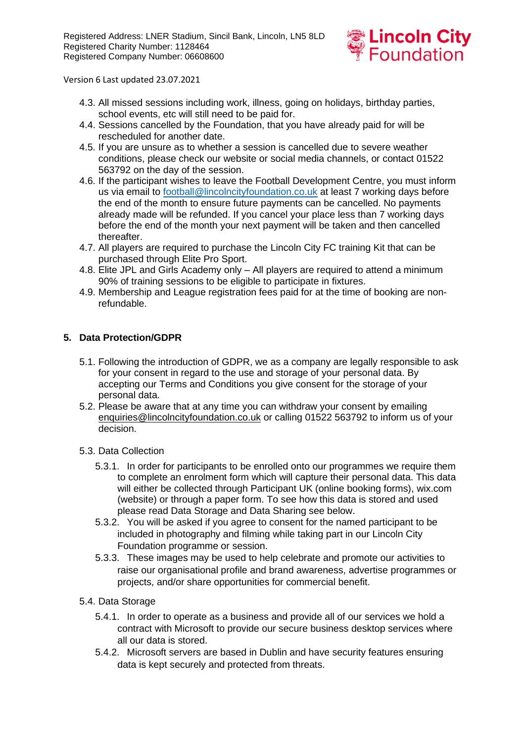4.3. All missed sessions including work, illness, going on holidays, birthday parties, school events, etc will still need to be paid for.

4.4. Sessions cancelled by the Foundation, that you have already paid for will be rescheduled for another date.

4.5. If you are unsure as to whether a session is cancelled due to severe weather conditions, please check our website or social media channels, or contact 01522 563792 on the day of the session.

4.6. If the participant wishes to leave the Football Development Centre, you must inform us via email to football@lincolncityfoundation.co.uk at least 7 working days before the end of the month to ensure future payments can be cancelled. No payments already made will be refunded. If you cancel your place less than 7 working days before the end of the month your next payment will be taken and then cancelled thereafter.

4.7. All players are required to purchase the Lincoln City FC training Kit that can be purchased through Elite Pro Sport.

4.8. Elite JPL and Girls Academy only – All players are required to attend a minimum 90% of training sessions to be eligible to participate in fixtures.

4.9. Membership and League registration fees paid for at the time of booking are non-refundable.

## 5. Data Protection/GDPR

5.1. Following the introduction of GDPR, we as a company are legally responsible to ask for your consent in regard to the use and storage of your personal data. By accepting our Terms and Conditions you give consent for the storage of your personal data.

5.2. Please be aware that at any time you can withdraw your consent by emailing enquiries@lincolncityfoundation.co.uk or calling 01522 563792 to inform us of your decision.

5.3. Data Collection

5.3.1. In order for participants to be enrolled onto our programmes we require them to complete an enrolment form which will capture their personal data. This data will either be collected through Participant UK (online booking forms), wix.com (website) or through a paper form. To see how this data is stored and used please read Data Storage and Data Sharing see below.

5.3.2. You will be asked if you agree to consent for the named participant to be included in photography and filming while taking part in our Lincoln City Foundation programme or session.

5.3.3. These images may be used to help celebrate and promote our activities to raise our organisational profile and brand awareness, advertise programmes or projects, and/or share opportunities for commercial benefit.

5.4. Data Storage

5.4.1. In order to operate as a business and provide all of our services we hold a contract with Microsoft to provide our secure business desktop services where all our data is stored.

5.4.2. Microsoft servers are based in Dublin and have security features ensuring data is kept securely and protected from threats.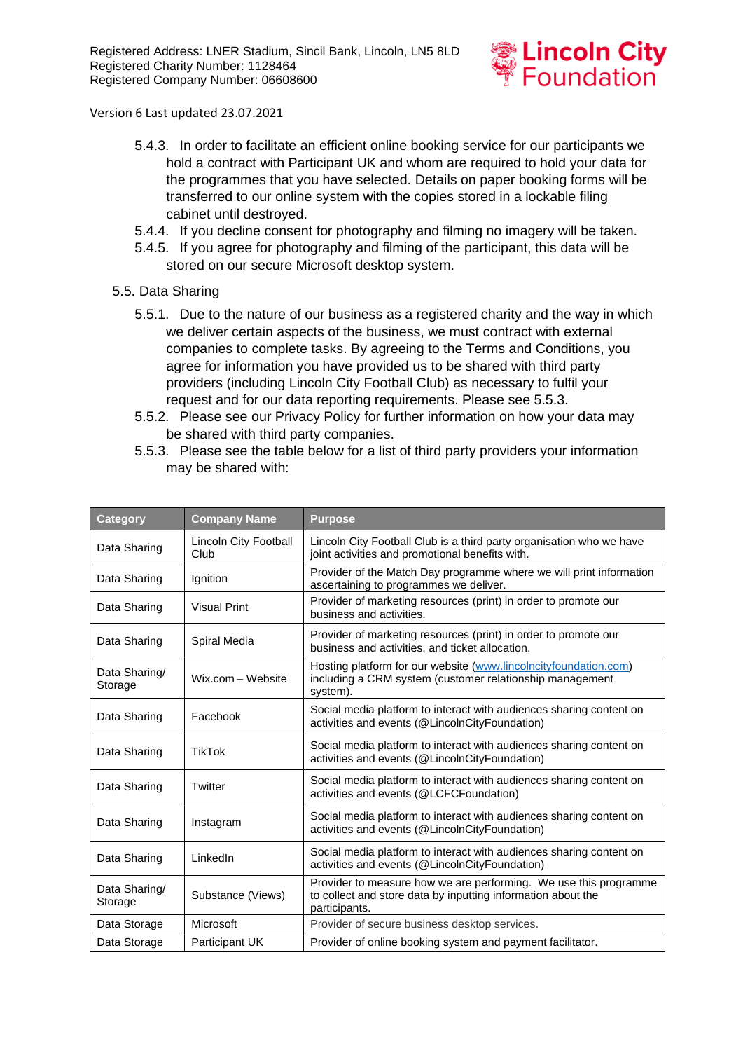- 5.4.3. In order to facilitate an efficient online booking service for our participants we hold a contract with Participant UK and whom are required to hold your data for the programmes that you have selected. Details on paper booking forms will be transferred to our online system with the copies stored in a lockable filing cabinet until destroyed.
- 5.4.4. If you decline consent for photography and filming no imagery will be taken.
- 5.4.5. If you agree for photography and filming of the participant, this data will be stored on our secure Microsoft desktop system.

5.5. Data Sharing

- 5.5.1. Due to the nature of our business as a registered charity and the way in which we deliver certain aspects of the business, we must contract with external companies to complete tasks. By agreeing to the Terms and Conditions, you agree for information you have provided us to be shared with third party providers (including Lincoln City Football Club) as necessary to fulfil your request and for our data reporting requirements. Please see 5.5.3.
- 5.5.2. Please see our Privacy Policy for further information on how your data may be shared with third party companies.
- 5.5.3. Please see the table below for a list of third party providers your information may be shared with:

| Category | Company Name | Purpose |
|---|---|---|
| Data Sharing | Lincoln City Football Club | Lincoln City Football Club is a third party organisation who we have joint activities and promotional benefits with. |
| Data Sharing | Ignition | Provider of the Match Day programme where we will print information ascertaining to programmes we deliver. |
| Data Sharing | Visual Print | Provider of marketing resources (print) in order to promote our business and activities. |
| Data Sharing | Spiral Media | Provider of marketing resources (print) in order to promote our business and activities, and ticket allocation. |
| Data Sharing/ Storage | Wix.com – Website | Hosting platform for our website (www.lincolncityfoundation.com) including a CRM system (customer relationship management system). |
| Data Sharing | Facebook | Social media platform to interact with audiences sharing content on activities and events (@LincolnCityFoundation) |
| Data Sharing | TikTok | Social media platform to interact with audiences sharing content on activities and events (@LincolnCityFoundation) |
| Data Sharing | Twitter | Social media platform to interact with audiences sharing content on activities and events (@LCFCFoundation) |
| Data Sharing | Instagram | Social media platform to interact with audiences sharing content on activities and events (@LincolnCityFoundation) |
| Data Sharing | LinkedIn | Social media platform to interact with audiences sharing content on activities and events (@LincolnCityFoundation) |
| Data Sharing/ Storage | Substance (Views) | Provider to measure how we are performing. We use this programme to collect and store data by inputting information about the participants. |
| Data Storage | Microsoft | Provider of secure business desktop services. |
| Data Storage | Participant UK | Provider of online booking system and payment facilitator. |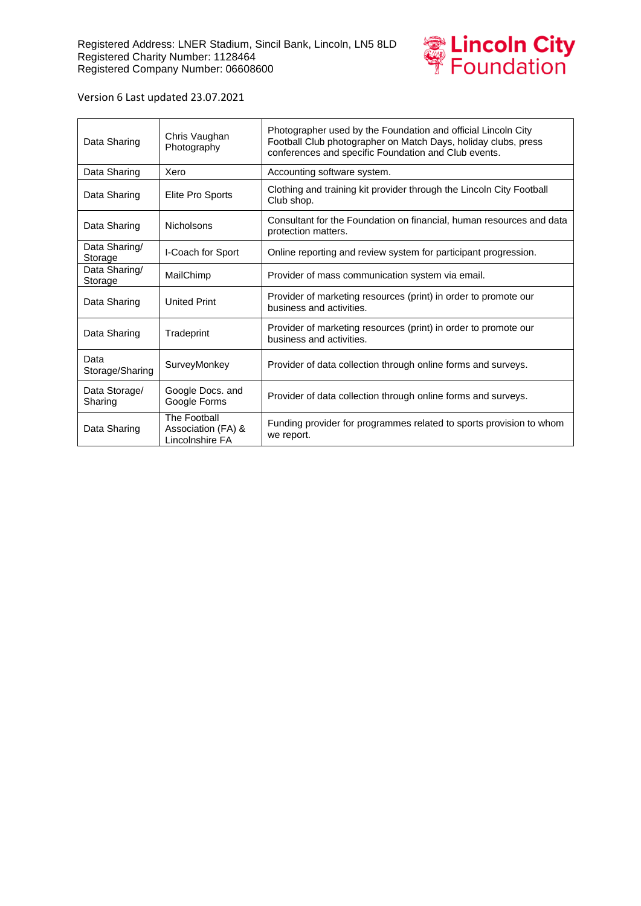Registered Address: LNER Stadium, Sincil Bank, Lincoln, LN5 8LD
Registered Charity Number: 1128464
Registered Company Number: 06608600

Version 6 Last updated 23.07.2021

| | | |
|---|---|---|
| Data Sharing | Chris Vaughan Photography | Photographer used by the Foundation and official Lincoln City Football Club photographer on Match Days, holiday clubs, press conferences and specific Foundation and Club events. |
| Data Sharing | Xero | Accounting software system. |
| Data Sharing | Elite Pro Sports | Clothing and training kit provider through the Lincoln City Football Club shop. |
| Data Sharing | Nicholsons | Consultant for the Foundation on financial, human resources and data protection matters. |
| Data Sharing/ Storage | I-Coach for Sport | Online reporting and review system for participant progression. |
| Data Sharing/ Storage | MailChimp | Provider of mass communication system via email. |
| Data Sharing | United Print | Provider of marketing resources (print) in order to promote our business and activities. |
| Data Sharing | Tradeprint | Provider of marketing resources (print) in order to promote our business and activities. |
| Data Storage/Sharing | SurveyMonkey | Provider of data collection through online forms and surveys. |
| Data Storage/ Sharing | Google Docs. and Google Forms | Provider of data collection through online forms and surveys. |
| Data Sharing | The Football Association (FA) & Lincolnshire FA | Funding provider for programmes related to sports provision to whom we report. |